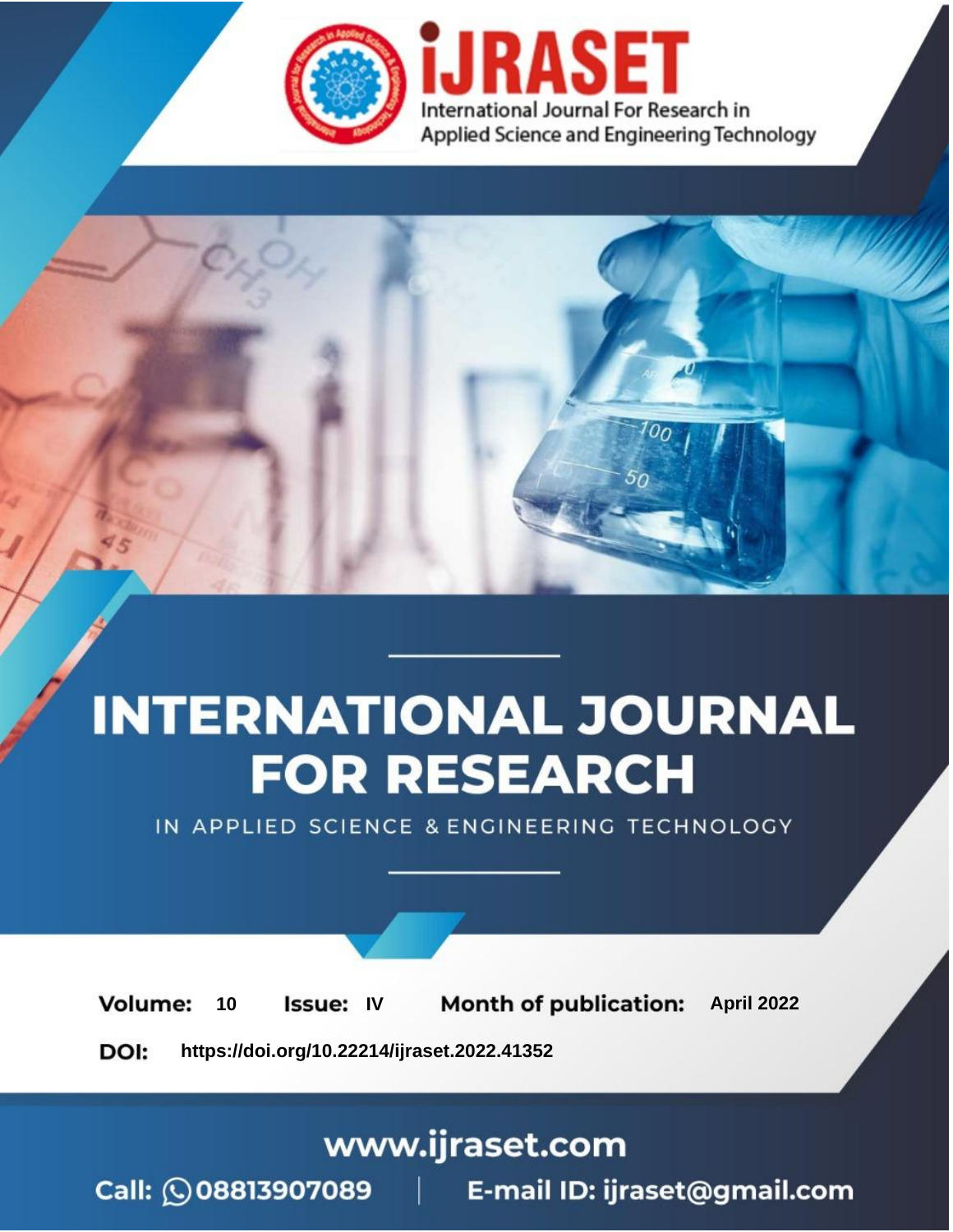iJRASET

International Journal For Research in Applied Science and Engineering Technology

# INTERNATIONAL JOURNAL FOR RESEARCH

IN APPLIED SCIENCE & ENGINEERING TECHNOLOGY

**Volume:** 10 **Issue:** IV **Month of publication:** April 2022

**DOI:** https://doi.org/10.22214/ijraset.2022.41352

www.ijraset.com

Call: 08813907089 | E-mail ID: ijraset@gmail.com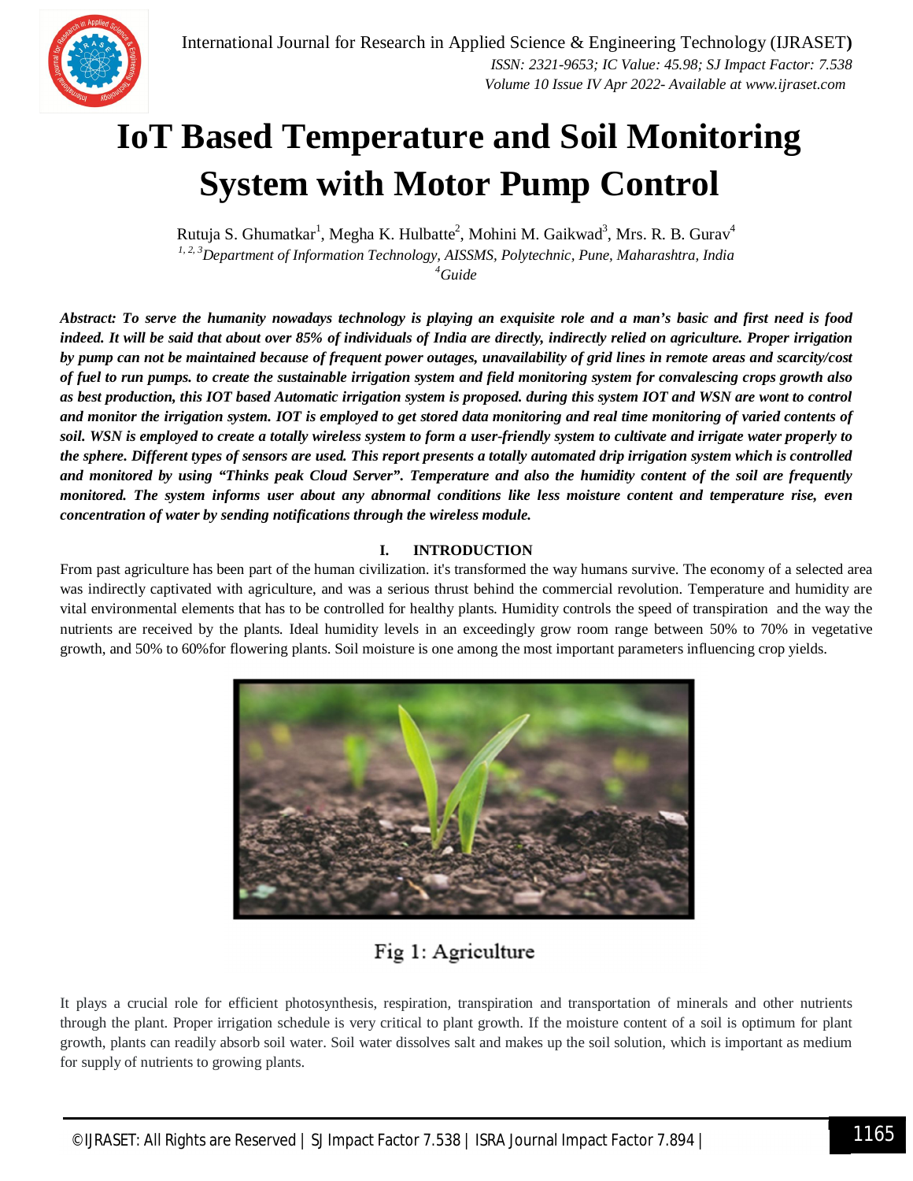# IoT Based Temperature and Soil Monitoring System with Motor Pump Control

Rutuja S. Ghumatkar[1], Megha K. Hulbatte[2], Mohini M. Gaikwad[3], Mrs. R. B. Gurav[4]

*[1, 2, 3]Department of Information Technology, AISSMS, Polytechnic, Pune, Maharashtra, India*

*[4]Guide*

***Abstract:** To serve the humanity nowadays technology is playing an exquisite role and a man's basic and first need is food indeed. It will be said that about over 85% of individuals of India are directly, indirectly relied on agriculture. Proper irrigation by pump can not be maintained because of frequent power outages, unavailability of grid lines in remote areas and scarcity/cost of fuel to run pumps. to create the sustainable irrigation system and field monitoring system for convalescing crops growth also as best production, this IOT based Automatic irrigation system is proposed. during this system IOT and WSN are wont to control and monitor the irrigation system. IOT is employed to get stored data monitoring and real time monitoring of varied contents of soil. WSN is employed to create a totally wireless system to form a user-friendly system to cultivate and irrigate water properly to the sphere. Different types of sensors are used. This report presents a totally automated drip irrigation system which is controlled and monitored by using "Thinks peak Cloud Server". Temperature and also the humidity content of the soil are frequently monitored. The system informs user about any abnormal conditions like less moisture content and temperature rise, even concentration of water by sending notifications through the wireless module.***

## I. INTRODUCTION

From past agriculture has been part of the human civilization. it's transformed the way humans survive. The economy of a selected area was indirectly captivated with agriculture, and was a serious thrust behind the commercial revolution. Temperature and humidity are vital environmental elements that has to be controlled for healthy plants. Humidity controls the speed of transpiration and the way the nutrients are received by the plants. Ideal humidity levels in an exceedingly grow room range between 50% to 70% in vegetative growth, and 50% to 60%for flowering plants. Soil moisture is one among the most important parameters influencing crop yields.

Fig 1: Agriculture

It plays a crucial role for efficient photosynthesis, respiration, transpiration and transportation of minerals and other nutrients through the plant. Proper irrigation schedule is very critical to plant growth. If the moisture content of a soil is optimum for plant growth, plants can readily absorb soil water. Soil water dissolves salt and makes up the soil solution, which is important as medium for supply of nutrients to growing plants.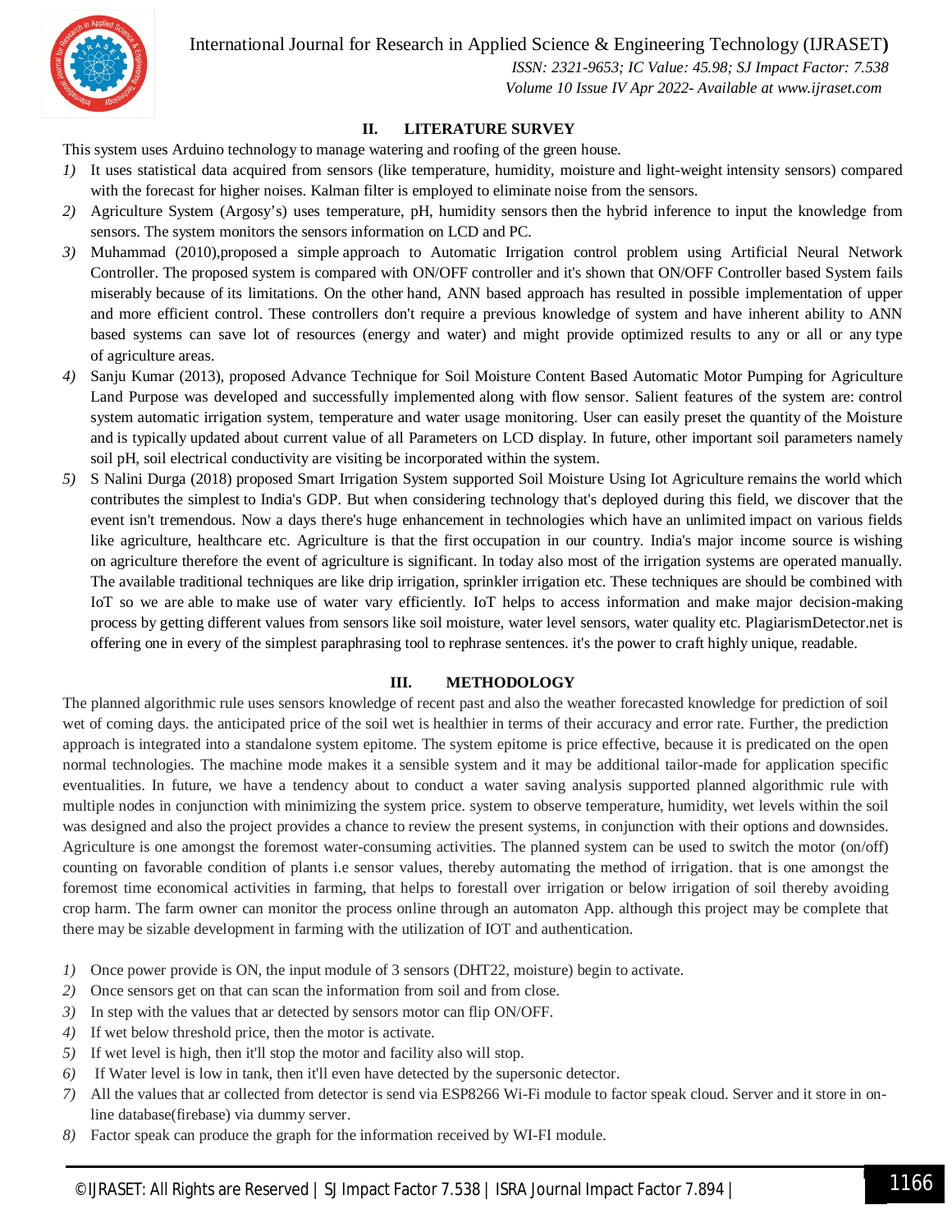## II. LITERATURE SURVEY

This system uses Arduino technology to manage watering and roofing of the green house.

1) It uses statistical data acquired from sensors (like temperature, humidity, moisture and light-weight intensity sensors) compared with the forecast for higher noises. Kalman filter is employed to eliminate noise from the sensors.
2) Agriculture System (Argosy's) uses temperature, pH, humidity sensors then the hybrid inference to input the knowledge from sensors. The system monitors the sensors information on LCD and PC.
3) Muhammad (2010),proposed a simple approach to Automatic Irrigation control problem using Artificial Neural Network Controller. The proposed system is compared with ON/OFF controller and it's shown that ON/OFF Controller based System fails miserably because of its limitations. On the other hand, ANN based approach has resulted in possible implementation of upper and more efficient control. These controllers don't require a previous knowledge of system and have inherent ability to ANN based systems can save lot of resources (energy and water) and might provide optimized results to any or all or any type of agriculture areas.
4) Sanju Kumar (2013), proposed Advance Technique for Soil Moisture Content Based Automatic Motor Pumping for Agriculture Land Purpose was developed and successfully implemented along with flow sensor. Salient features of the system are: control system automatic irrigation system, temperature and water usage monitoring. User can easily preset the quantity of the Moisture and is typically updated about current value of all Parameters on LCD display. In future, other important soil parameters namely soil pH, soil electrical conductivity are visiting be incorporated within the system.
5) S Nalini Durga (2018) proposed Smart Irrigation System supported Soil Moisture Using Iot Agriculture remains the world which contributes the simplest to India's GDP. But when considering technology that's deployed during this field, we discover that the event isn't tremendous. Now a days there's huge enhancement in technologies which have an unlimited impact on various fields like agriculture, healthcare etc. Agriculture is that the first occupation in our country. India's major income source is wishing on agriculture therefore the event of agriculture is significant. In today also most of the irrigation systems are operated manually. The available traditional techniques are like drip irrigation, sprinkler irrigation etc. These techniques are should be combined with IoT so we are able to make use of water vary efficiently. IoT helps to access information and make major decision-making process by getting different values from sensors like soil moisture, water level sensors, water quality etc. PlagiarismDetector.net is offering one in every of the simplest paraphrasing tool to rephrase sentences. it's the power to craft highly unique, readable.

## III. METHODOLOGY

The planned algorithmic rule uses sensors knowledge of recent past and also the weather forecasted knowledge for prediction of soil wet of coming days. the anticipated price of the soil wet is healthier in terms of their accuracy and error rate. Further, the prediction approach is integrated into a standalone system epitome. The system epitome is price effective, because it is predicated on the open normal technologies. The machine mode makes it a sensible system and it may be additional tailor-made for application specific eventualities. In future, we have a tendency about to conduct a water saving analysis supported planned algorithmic rule with multiple nodes in conjunction with minimizing the system price. system to observe temperature, humidity, wet levels within the soil was designed and also the project provides a chance to review the present systems, in conjunction with their options and downsides. Agriculture is one amongst the foremost water-consuming activities. The planned system can be used to switch the motor (on/off) counting on favorable condition of plants i.e sensor values, thereby automating the method of irrigation. that is one amongst the foremost time economical activities in farming, that helps to forestall over irrigation or below irrigation of soil thereby avoiding crop harm. The farm owner can monitor the process online through an automaton App. although this project may be complete that there may be sizable development in farming with the utilization of IOT and authentication.

1) Once power provide is ON, the input module of 3 sensors (DHT22, moisture) begin to activate.
2) Once sensors get on that can scan the information from soil and from close.
3) In step with the values that ar detected by sensors motor can flip ON/OFF.
4) If wet below threshold price, then the motor is activate.
5) If wet level is high, then it'll stop the motor and facility also will stop.
6) If Water level is low in tank, then it'll even have detected by the supersonic detector.
7) All the values that ar collected from detector is send via ESP8266 Wi-Fi module to factor speak cloud. Server and it store in on-line database(firebase) via dummy server.
8) Factor speak can produce the graph for the information received by WI-FI module.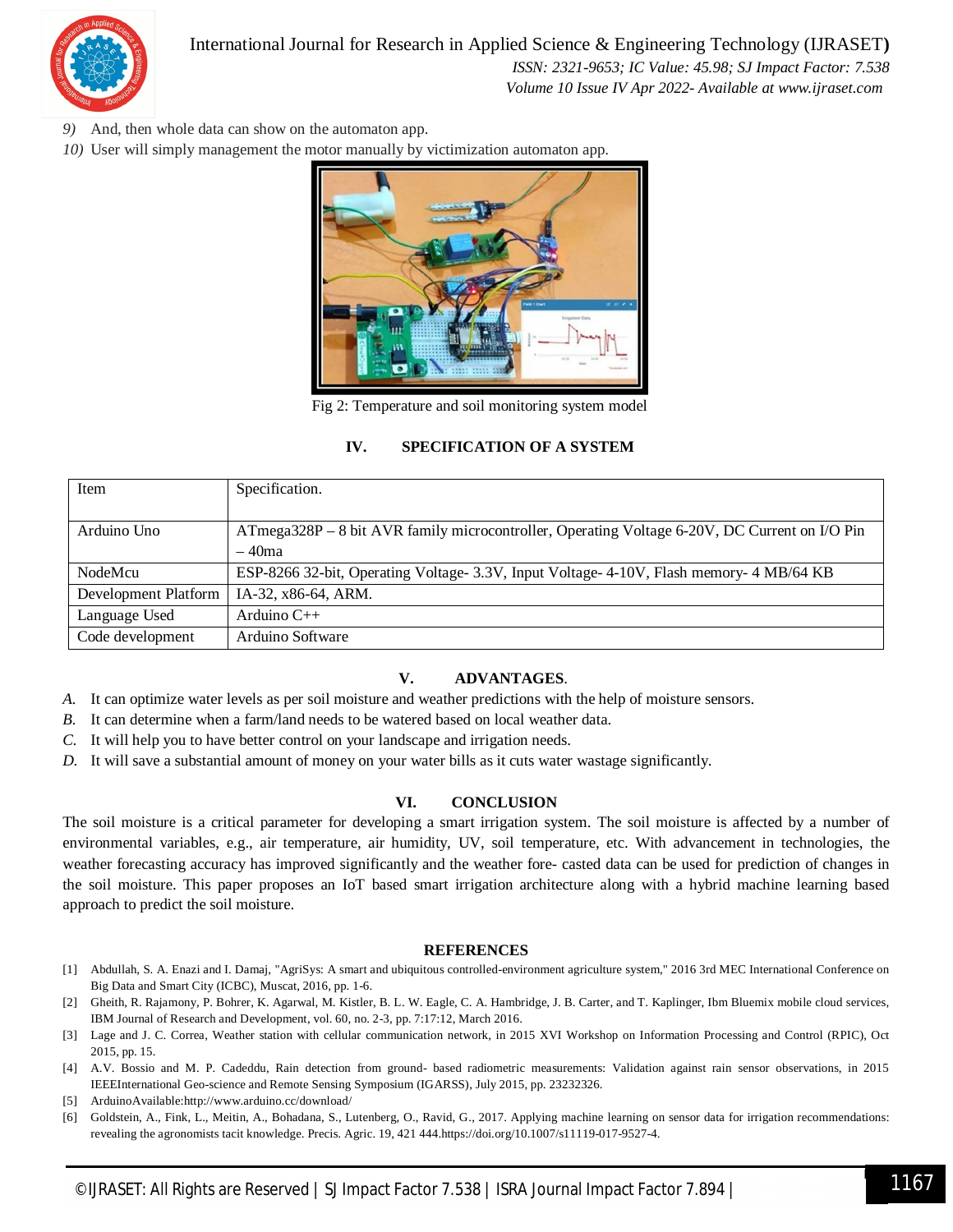9) And, then whole data can show on the automaton app.
10) User will simply management the motor manually by victimization automaton app.

Fig 2: Temperature and soil monitoring system model

## IV. SPECIFICATION OF A SYSTEM

| Item | Specification. |
|---|---|
| Arduino Uno | ATmega328P – 8 bit AVR family microcontroller, Operating Voltage 6-20V, DC Current on I/O Pin – 40ma |
| NodeMcu | ESP-8266 32-bit, Operating Voltage- 3.3V, Input Voltage- 4-10V, Flash memory- 4 MB/64 KB |
| Development Platform | IA-32, x86-64, ARM. |
| Language Used | Arduino C++ |
| Code development | Arduino Software |

## V. ADVANTAGES.

*A.* It can optimize water levels as per soil moisture and weather predictions with the help of moisture sensors.
*B.* It can determine when a farm/land needs to be watered based on local weather data.
*C.* It will help you to have better control on your landscape and irrigation needs.
*D.* It will save a substantial amount of money on your water bills as it cuts water wastage significantly.

## VI. CONCLUSION

The soil moisture is a critical parameter for developing a smart irrigation system. The soil moisture is affected by a number of environmental variables, e.g., air temperature, air humidity, UV, soil temperature, etc. With advancement in technologies, the weather forecasting accuracy has improved significantly and the weather fore- casted data can be used for prediction of changes in the soil moisture. This paper proposes an IoT based smart irrigation architecture along with a hybrid machine learning based approach to predict the soil moisture.

## REFERENCES

[1] Abdullah, S. A. Enazi and I. Damaj, "AgriSys: A smart and ubiquitous controlled-environment agriculture system," 2016 3rd MEC International Conference on Big Data and Smart City (ICBC), Muscat, 2016, pp. 1-6.
[2] Gheith, R. Rajamony, P. Bohrer, K. Agarwal, M. Kistler, B. L. W. Eagle, C. A. Hambridge, J. B. Carter, and T. Kaplinger, Ibm Bluemix mobile cloud services, IBM Journal of Research and Development, vol. 60, no. 2-3, pp. 7:17:12, March 2016.
[3] Lage and J. C. Correa, Weather station with cellular communication network, in 2015 XVI Workshop on Information Processing and Control (RPIC), Oct 2015, pp. 15.
[4] A.V. Bossio and M. P. Cadeddu, Rain detection from ground- based radiometric measurements: Validation against rain sensor observations, in 2015 IEEEInternational Geo-science and Remote Sensing Symposium (IGARSS), July 2015, pp. 23232326.
[5] ArduinoAvailable:http://www.arduino.cc/download/
[6] Goldstein, A., Fink, L., Meitin, A., Bohadana, S., Lutenberg, O., Ravid, G., 2017. Applying machine learning on sensor data for irrigation recommendations: revealing the agronomists tacit knowledge. Precis. Agric. 19, 421 444.https://doi.org/10.1007/s11119-017-9527-4.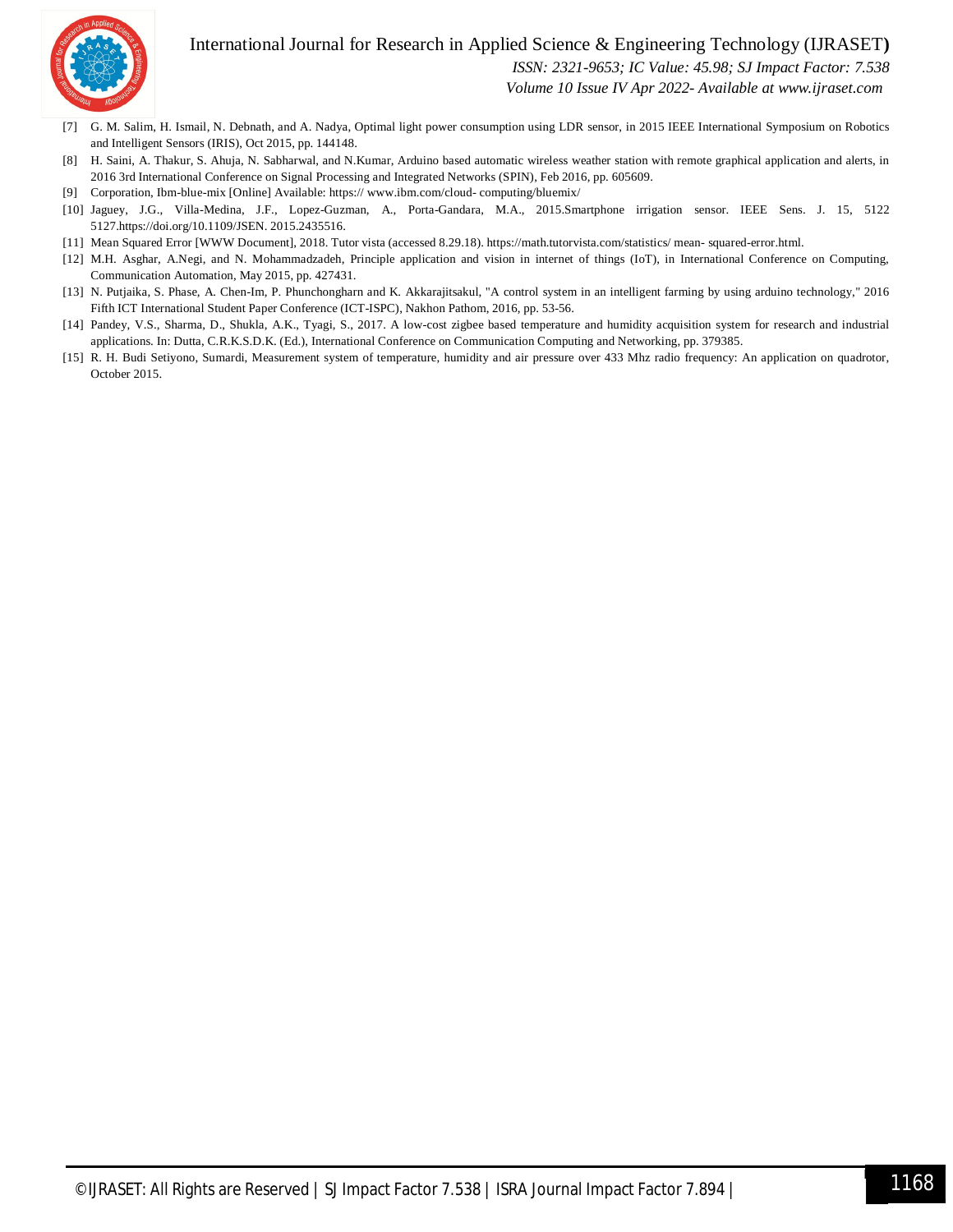[7] G. M. Salim, H. Ismail, N. Debnath, and A. Nadya, Optimal light power consumption using LDR sensor, in 2015 IEEE International Symposium on Robotics and Intelligent Sensors (IRIS), Oct 2015, pp. 144148.

[8] H. Saini, A. Thakur, S. Ahuja, N. Sabharwal, and N.Kumar, Arduino based automatic wireless weather station with remote graphical application and alerts, in 2016 3rd International Conference on Signal Processing and Integrated Networks (SPIN), Feb 2016, pp. 605609.

[9] Corporation, Ibm-blue-mix [Online] Available: https:// www.ibm.com/cloud- computing/bluemix/

[10] Jaguey, J.G., Villa-Medina, J.F., Lopez-Guzman, A., Porta-Gandara, M.A., 2015.Smartphone irrigation sensor. IEEE Sens. J. 15, 5122 5127.https://doi.org/10.1109/JSEN. 2015.2435516.

[11] Mean Squared Error [WWW Document], 2018. Tutor vista (accessed 8.29.18). https://math.tutorvista.com/statistics/ mean- squared-error.html.

[12] M.H. Asghar, A.Negi, and N. Mohammadzadeh, Principle application and vision in internet of things (IoT), in International Conference on Computing, Communication Automation, May 2015, pp. 427431.

[13] N. Putjaika, S. Phase, A. Chen-Im, P. Phunchongharn and K. Akkarajitsakul, "A control system in an intelligent farming by using arduino technology," 2016 Fifth ICT International Student Paper Conference (ICT-ISPC), Nakhon Pathom, 2016, pp. 53-56.

[14] Pandey, V.S., Sharma, D., Shukla, A.K., Tyagi, S., 2017. A low-cost zigbee based temperature and humidity acquisition system for research and industrial applications. In: Dutta, C.R.K.S.D.K. (Ed.), International Conference on Communication Computing and Networking, pp. 379385.

[15] R. H. Budi Setiyono, Sumardi, Measurement system of temperature, humidity and air pressure over 433 Mhz radio frequency: An application on quadrotor, October 2015.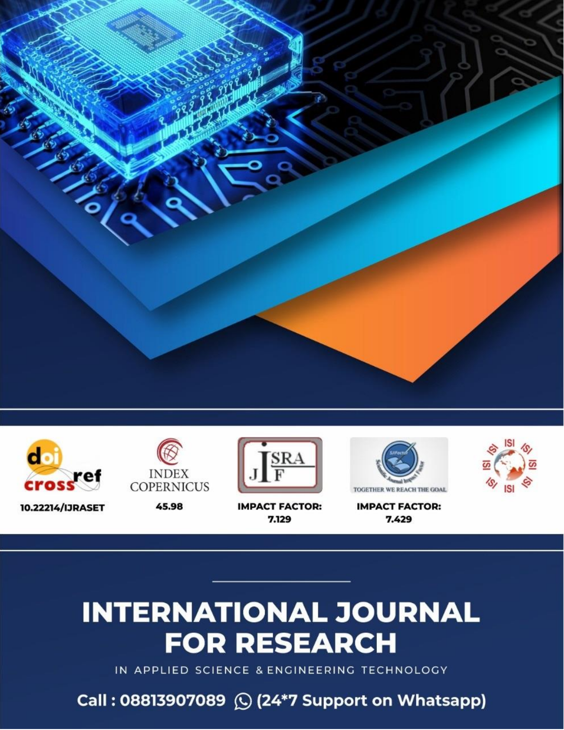10.22214/IJRASET

INDEX COPERNICUS

45.98

IMPACT FACTOR: 7.129

IMPACT FACTOR: 7.429

# INTERNATIONAL JOURNAL FOR RESEARCH

IN APPLIED SCIENCE & ENGINEERING TECHNOLOGY

Call : 08813907089 (24*7 Support on Whatsapp)